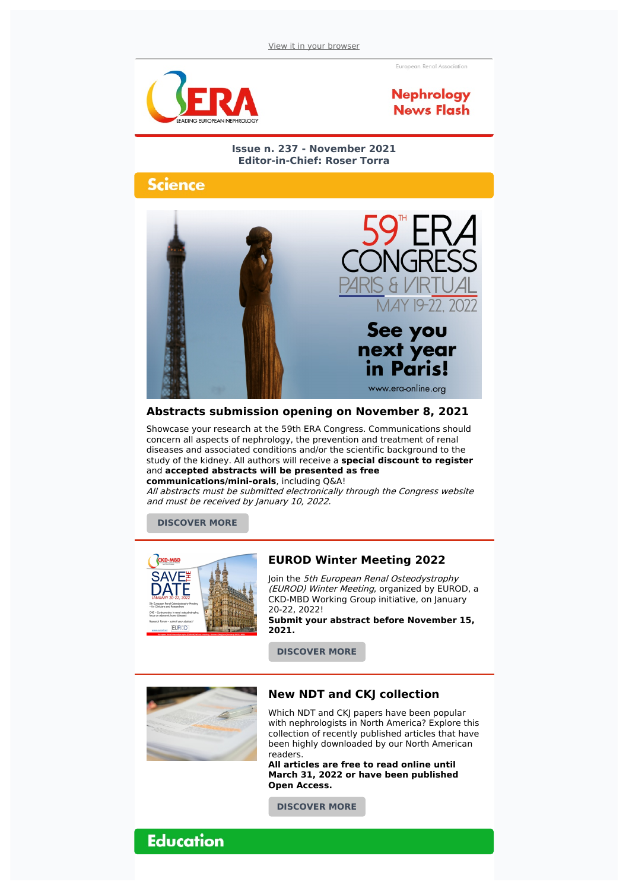View it in your browser

European Renal Association

ERA LEADING EUROPEAN NEPHROLOGY

**Nephrology News Flash**

**Issue n. 237 - November 2021**
**Editor-in-Chief: Roser Torra**

## Science

59TH ERA CONGRESS PARIS & VIRTUAL MAY 19-22, 2022

**See you next year in Paris!**

www.era-online.org

### Abstracts submission opening on November 8, 2021

Showcase your research at the 59th ERA Congress. Communications should concern all aspects of nephrology, the prevention and treatment of renal diseases and associated conditions and/or the scientific background to the study of the kidney. All authors will receive a **special discount to register** and **accepted abstracts will be presented as free communications/mini-orals**, including Q&A!
*All abstracts must be submitted electronically through the Congress website and must be received by January 10, 2022.*

DISCOVER MORE

### EUROD Winter Meeting 2022

Join the *5th European Renal Osteodystrophy (EUROD) Winter Meeting*, organized by EUROD, a CKD-MBD Working Group initiative, on January 20-22, 2022!
**Submit your abstract before November 15, 2021.**

DISCOVER MORE

### New NDT and CKJ collection

Which NDT and CKJ papers have been popular with nephrologists in North America? Explore this collection of recently published articles that have been highly downloaded by our North American readers.
**All articles are free to read online until March 31, 2022 or have been published Open Access.**

DISCOVER MORE

## Education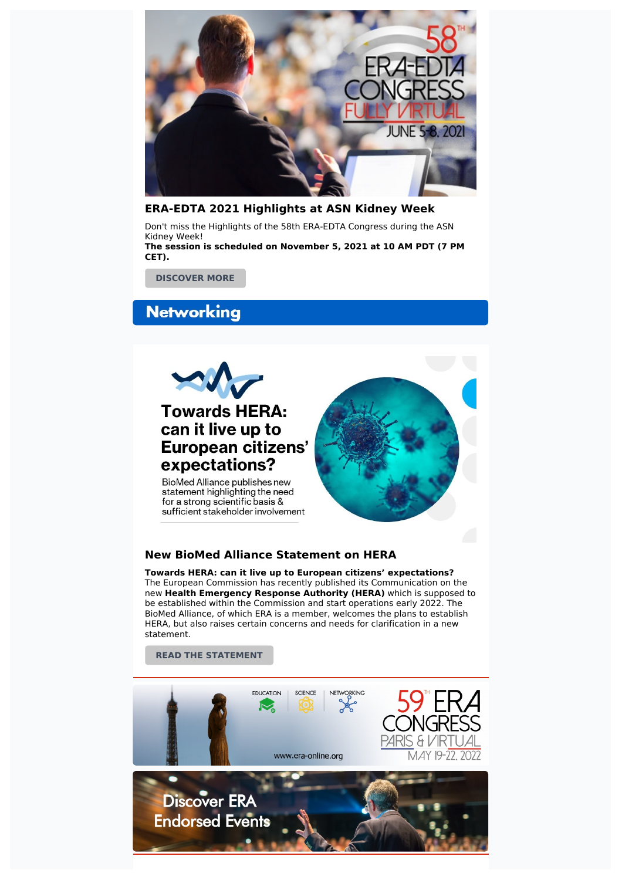### ERA-EDTA 2021 Highlights at ASN Kidney Week

Don't miss the Highlights of the 58th ERA-EDTA Congress during the ASN Kidney Week!
**The session is scheduled on November 5, 2021 at 10 AM PDT (7 PM CET).**

DISCOVER MORE

## Networking

### New BioMed Alliance Statement on HERA

**Towards HERA: can it live up to European citizens' expectations?**
The European Commission has recently published its Communication on the new **Health Emergency Response Authority (HERA)** which is supposed to be established within the Commission and start operations early 2022. The BioMed Alliance, of which ERA is a member, welcomes the plans to establish HERA, but also raises certain concerns and needs for clarification in a new statement.

READ THE STATEMENT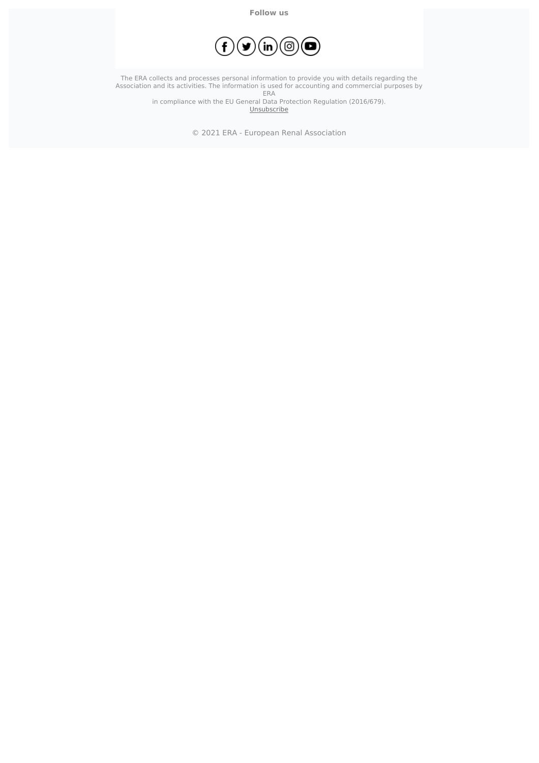**Follow us**

The ERA collects and processes personal information to provide you with details regarding the Association and its activities. The information is used for accounting and commercial purposes by ERA
in compliance with the EU General Data Protection Regulation (2016/679).
Unsubscribe

© 2021 ERA - European Renal Association